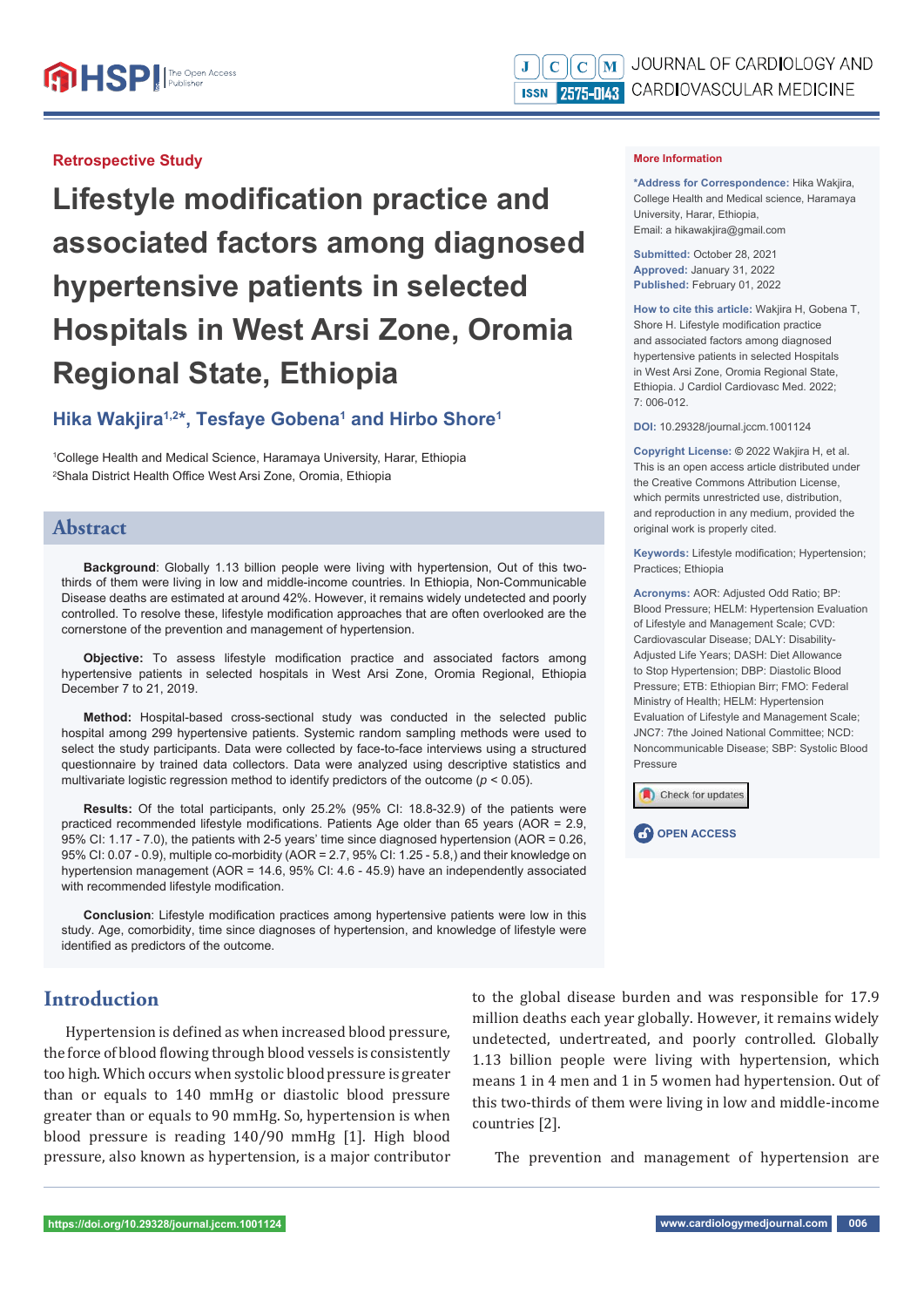Retrospective Study

# Lifestyle modification practice and associated factors among diagnosed hypertensive patients in selected Hospitals in West Arsi Zone, Oromia Regional State, Ethiopia

**Hika Wakjira[1,2]*, Tesfaye Gobena[1] and Hirbo Shore[1]**

[1]College Health and Medical Science, Haramaya University, Harar, Ethiopia
[2]Shala District Health Office West Arsi Zone, Oromia, Ethiopia

## Abstract

**Background**: Globally 1.13 billion people were living with hypertension, Out of this two-thirds of them were living in low and middle-income countries. In Ethiopia, Non-Communicable Disease deaths are estimated at around 42%. However, it remains widely undetected and poorly controlled. To resolve these, lifestyle modification approaches that are often overlooked are the cornerstone of the prevention and management of hypertension.

**Objective:** To assess lifestyle modification practice and associated factors among hypertensive patients in selected hospitals in West Arsi Zone, Oromia Regional, Ethiopia December 7 to 21, 2019.

**Method:** Hospital-based cross-sectional study was conducted in the selected public hospital among 299 hypertensive patients. Systemic random sampling methods were used to select the study participants. Data were collected by face-to-face interviews using a structured questionnaire by trained data collectors. Data were analyzed using descriptive statistics and multivariate logistic regression method to identify predictors of the outcome ($p < 0.05$).

**Results:** Of the total participants, only 25.2% (95% CI: 18.8-32.9) of the patients were practiced recommended lifestyle modifications. Patients Age older than 65 years (AOR = 2.9, 95% CI: 1.17 - 7.0), the patients with 2-5 years' time since diagnosed hypertension (AOR = 0.26, 95% CI: 0.07 - 0.9), multiple co-morbidity (AOR = 2.7, 95% CI: 1.25 - 5.8,) and their knowledge on hypertension management (AOR = 14.6, 95% CI: 4.6 - 45.9) have an independently associated with recommended lifestyle modification.

**Conclusion**: Lifestyle modification practices among hypertensive patients were low in this study. Age, comorbidity, time since diagnoses of hypertension, and knowledge of lifestyle were identified as predictors of the outcome.

**More Information**

**\*Address for Correspondence:** Hika Wakjira, College Health and Medical science, Haramaya University, Harar, Ethiopia,
Email: a hikawakjira@gmail.com

**Submitted:** October 28, 2021
**Approved:** January 31, 2022
**Published:** February 01, 2022

**How to cite this article:** Wakjira H, Gobena T, Shore H. Lifestyle modification practice and associated factors among diagnosed hypertensive patients in selected Hospitals in West Arsi Zone, Oromia Regional State, Ethiopia. J Cardiol Cardiovasc Med. 2022; 7: 006-012.

**DOI:** 10.29328/journal.jccm.1001124

**Copyright License:** © 2022 Wakjira H, et al. This is an open access article distributed under the Creative Commons Attribution License, which permits unrestricted use, distribution, and reproduction in any medium, provided the original work is properly cited.

**Keywords:** Lifestyle modification; Hypertension; Practices; Ethiopia

**Acronyms:** AOR: Adjusted Odd Ratio; BP: Blood Pressure; HELM: Hypertension Evaluation of Lifestyle and Management Scale; CVD: Cardiovascular Disease; DALY: Disability-Adjusted Life Years; DASH: Diet Allowance to Stop Hypertension; DBP: Diastolic Blood Pressure; ETB: Ethiopian Birr; FMO: Federal Ministry of Health; HELM: Hypertension Evaluation of Lifestyle and Management Scale; JNC7: 7the Joined National Committee; NCD: Noncommunicable Disease; SBP: Systolic Blood Pressure

OPEN ACCESS

## Introduction

Hypertension is defined as when increased blood pressure, the force of blood flowing through blood vessels is consistently too high. Which occurs when systolic blood pressure is greater than or equals to 140 mmHg or diastolic blood pressure greater than or equals to 90 mmHg. So, hypertension is when blood pressure is reading 140/90 mmHg [1]. High blood pressure, also known as hypertension, is a major contributor to the global disease burden and was responsible for 17.9 million deaths each year globally. However, it remains widely undetected, undertreated, and poorly controlled. Globally 1.13 billion people were living with hypertension, which means 1 in 4 men and 1 in 5 women had hypertension. Out of this two-thirds of them were living in low and middle-income countries [2].

The prevention and management of hypertension are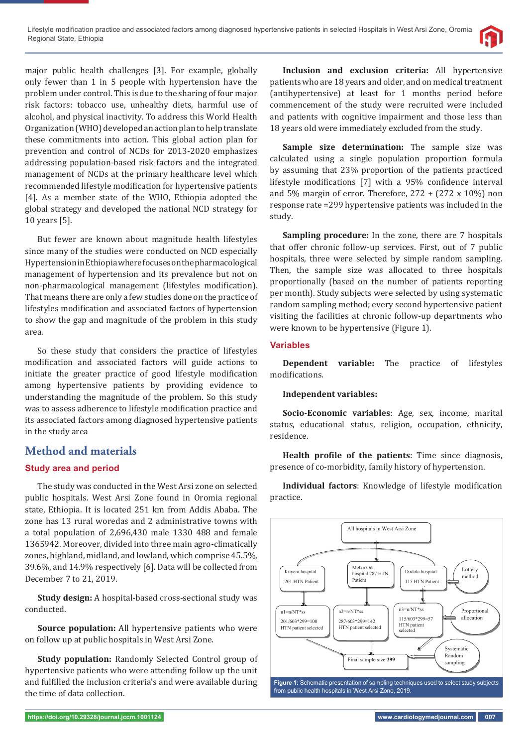major public health challenges [3]. For example, globally only fewer than 1 in 5 people with hypertension have the problem under control. This is due to the sharing of four major risk factors: tobacco use, unhealthy diets, harmful use of alcohol, and physical inactivity. To address this World Health Organization (WHO) developed an action plan to help translate these commitments into action. This global action plan for prevention and control of NCDs for 2013-2020 emphasizes addressing population-based risk factors and the integrated management of NCDs at the primary healthcare level which recommended lifestyle modification for hypertensive patients [4]. As a member state of the WHO, Ethiopia adopted the global strategy and developed the national NCD strategy for 10 years [5].

But fewer are known about magnitude health lifestyles since many of the studies were conducted on NCD especially Hypertension in Ethiopia where focuses on the pharmacological management of hypertension and its prevalence but not on non-pharmacological management (lifestyles modification). That means there are only a few studies done on the practice of lifestyles modification and associated factors of hypertension to show the gap and magnitude of the problem in this study area.

So these study that considers the practice of lifestyles modification and associated factors will guide actions to initiate the greater practice of good lifestyle modification among hypertensive patients by providing evidence to understanding the magnitude of the problem. So this study was to assess adherence to lifestyle modification practice and its associated factors among diagnosed hypertensive patients in the study area

## Method and materials

### Study area and period

The study was conducted in the West Arsi zone on selected public hospitals. West Arsi Zone found in Oromia regional state, Ethiopia. It is located 251 km from Addis Ababa. The zone has 13 rural woredas and 2 administrative towns with a total population of 2,696,430 male 1330 488 and female 1365942. Moreover, divided into three main agro-climatically zones, highland, midland, and lowland, which comprise 45.5%, 39.6%, and 14.9% respectively [6]. Data will be collected from December 7 to 21, 2019.

**Study design:** A hospital-based cross-sectional study was conducted.

**Source population:** All hypertensive patients who were on follow up at public hospitals in West Arsi Zone.

**Study population:** Randomly Selected Control group of hypertensive patients who were attending follow up the unit and fulfilled the inclusion criteria's and were available during the time of data collection.

**Inclusion and exclusion criteria:** All hypertensive patients who are 18 years and older, and on medical treatment (antihypertensive) at least for 1 months period before commencement of the study were recruited were included and patients with cognitive impairment and those less than 18 years old were immediately excluded from the study.

**Sample size determination:** The sample size was calculated using a single population proportion formula by assuming that 23% proportion of the patients practiced lifestyle modifications [7] with a 95% confidence interval and 5% margin of error. Therefore, 272 + (272 x 10%) non response rate =299 hypertensive patients was included in the study.

**Sampling procedure:** In the zone, there are 7 hospitals that offer chronic follow-up services. First, out of 7 public hospitals, three were selected by simple random sampling. Then, the sample size was allocated to three hospitals proportionally (based on the number of patients reporting per month). Study subjects were selected by using systematic random sampling method; every second hypertensive patient visiting the facilities at chronic follow-up departments who were known to be hypertensive (Figure 1).

### Variables

**Dependent variable:** The practice of lifestyles modifications.

**Independent variables:**

**Socio-Economic variables**: Age, sex, income, marital status, educational status, religion, occupation, ethnicity, residence.

**Health profile of the patients**: Time since diagnosis, presence of co-morbidity, family history of hypertension.

**Individual factors**: Knowledge of lifestyle modification practice.

All hospitals in West Arsi Zone

Kuyera hospital 201 HTN Patient | Melka Oda hospital 287 HTN Patient | Dodola hospital 115 HTN Patient | Lottery method

n1=n/NT*ss 201/603*299=100 HTN patient selected | n2=n/NT*ss 287/603*299=142 HTN patient selected | n3=n/NT*ss 115/603*299=57 HTN patient selected | Proportional allocation

Final sample size **299** | Systematic Random sampling

**Figure 1:** Schematic presentation of sampling techniques used to select study subjects from public health hospitals in West Arsi Zone, 2019.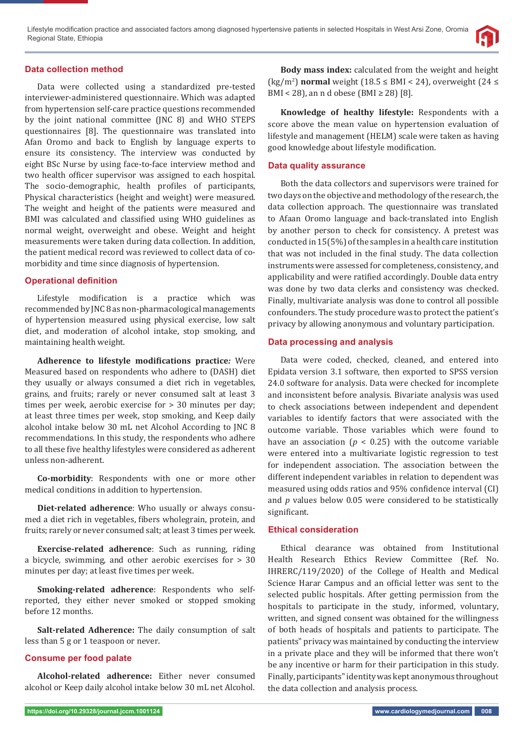## Data collection method

Data were collected using a standardized pre-tested interviewer-administered questionnaire. Which was adapted from hypertension self-care practice questions recommended by the joint national committee (JNC 8) and WHO STEPS questionnaires [8]. The questionnaire was translated into Afan Oromo and back to English by language experts to ensure its consistency. The interview was conducted by eight BSc Nurse by using face-to-face interview method and two health officer supervisor was assigned to each hospital. The socio-demographic, health profiles of participants, Physical characteristics (height and weight) were measured. The weight and height of the patients were measured and BMI was calculated and classified using WHO guidelines as normal weight, overweight and obese. Weight and height measurements were taken during data collection. In addition, the patient medical record was reviewed to collect data of co-morbidity and time since diagnosis of hypertension.

## Operational definition

Lifestyle modification is a practice which was recommended by JNC 8 as non-pharmacological managements of hypertension measured using physical exercise, low salt diet, and moderation of alcohol intake, stop smoking, and maintaining health weight.

**Adherence to lifestyle modifications practice*:*** Were Measured based on respondents who adhere to (DASH) diet they usually or always consumed a diet rich in vegetables, grains, and fruits; rarely or never consumed salt at least 3 times per week, aerobic exercise for > 30 minutes per day; at least three times per week, stop smoking, and Keep daily alcohol intake below 30 mL net Alcohol According to JNC 8 recommendations. In this study, the respondents who adhere to all these five healthy lifestyles were considered as adherent unless non-adherent.

**Co-morbidity**: Respondents with one or more other medical conditions in addition to hypertension.

**Diet-related adherence**: Who usually or always consumed a diet rich in vegetables, fibers wholegrain, protein, and fruits; rarely or never consumed salt; at least 3 times per week.

**Exercise-related adherence**: Such as running, riding a bicycle, swimming, and other aerobic exercises for > 30 minutes per day; at least five times per week.

**Smoking-related adherence**: Respondents who self-reported, they either never smoked or stopped smoking before 12 months.

**Salt-related Adherence:** The daily consumption of salt less than 5 g or 1 teaspoon or never.

## Consume per food palate

**Alcohol-related adherence:** Either never consumed alcohol or Keep daily alcohol intake below 30 mL net Alcohol.

**Body mass index:** calculated from the weight and height (kg/m$^2$) **normal** weight (18.5 ≤ BMI < 24), overweight (24 ≤ BMI < 28), an n d obese (BMI ≥ 28) [8].

**Knowledge of healthy lifestyle:** Respondents with a score above the mean value on hypertension evaluation of lifestyle and management (HELM) scale were taken as having good knowledge about lifestyle modification.

## Data quality assurance

Both the data collectors and supervisors were trained for two days on the objective and methodology of the research, the data collection approach. The questionnaire was translated to Afaan Oromo language and back-translated into English by another person to check for consistency. A pretest was conducted in 15(5%) of the samples in a health care institution that was not included in the final study. The data collection instruments were assessed for completeness, consistency, and applicability and were ratified accordingly. Double data entry was done by two data clerks and consistency was checked. Finally, multivariate analysis was done to control all possible confounders. The study procedure was to protect the patient's privacy by allowing anonymous and voluntary participation.

## Data processing and analysis

Data were coded, checked, cleaned, and entered into Epidata version 3.1 software, then exported to SPSS version 24.0 software for analysis. Data were checked for incomplete and inconsistent before analysis. Bivariate analysis was used to check associations between independent and dependent variables to identify factors that were associated with the outcome variable. Those variables which were found to have an association ($p < 0.25$) with the outcome variable were entered into a multivariate logistic regression to test for independent association. The association between the different independent variables in relation to dependent was measured using odds ratios and 95% confidence interval (CI) and $p$ values below 0.05 were considered to be statistically significant.

## Ethical consideration

Ethical clearance was obtained from Institutional Health Research Ethics Review Committee (Ref. No. IHRERC/119/2020) of the College of Health and Medical Science Harar Campus and an official letter was sent to the selected public hospitals. After getting permission from the hospitals to participate in the study, informed, voluntary, written, and signed consent was obtained for the willingness of both heads of hospitals and patients to participate. The patients" privacy was maintained by conducting the interview in a private place and they will be informed that there won't be any incentive or harm for their participation in this study. Finally, participants" identity was kept anonymous throughout the data collection and analysis process.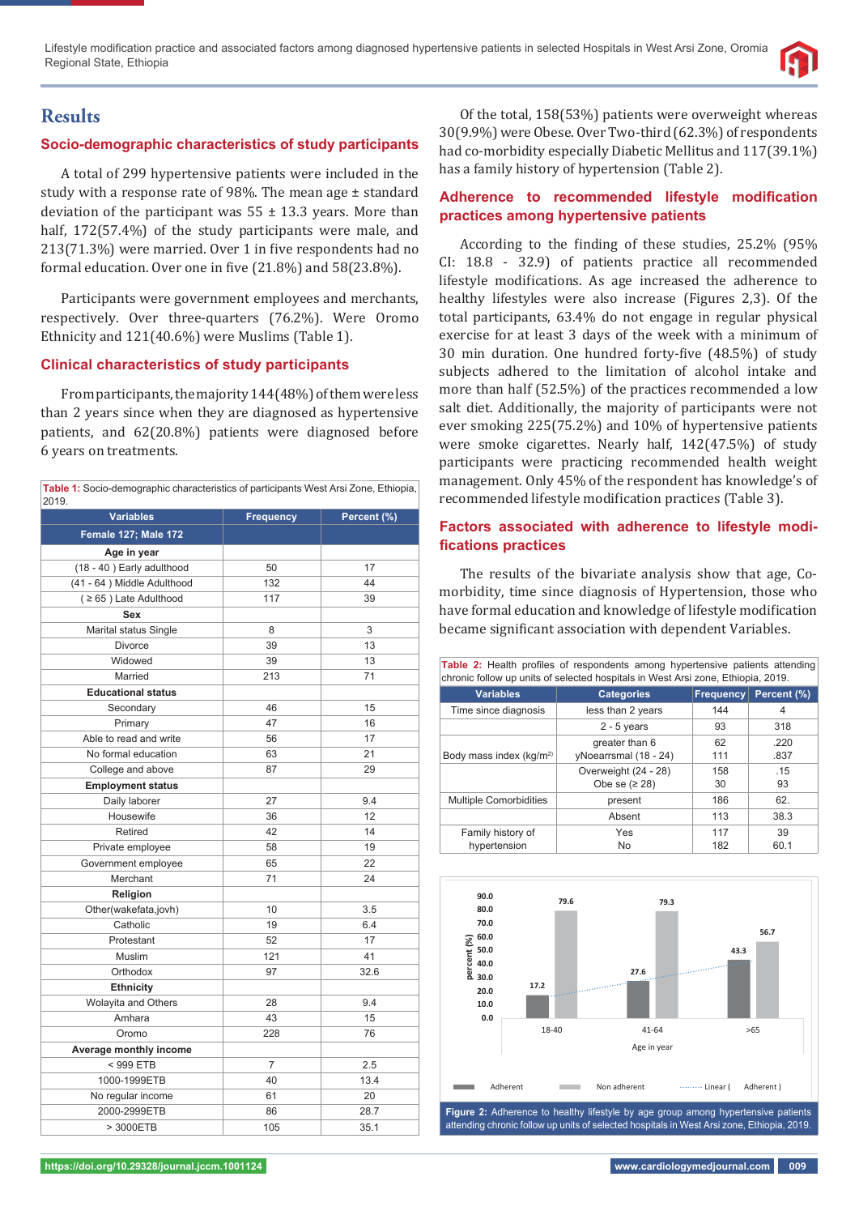## Results

### Socio-demographic characteristics of study participants

A total of 299 hypertensive patients were included in the study with a response rate of 98%. The mean age ± standard deviation of the participant was 55 ± 13.3 years. More than half, 172(57.4%) of the study participants were male, and 213(71.3%) were married. Over 1 in five respondents had no formal education. Over one in five (21.8%) and 58(23.8%).

Participants were government employees and merchants, respectively. Over three-quarters (76.2%). Were Oromo Ethnicity and 121(40.6%) were Muslims (Table 1).

### Clinical characteristics of study participants

From participants, the majority 144(48%) of them were less than 2 years since when they are diagnosed as hypertensive patients, and 62(20.8%) patients were diagnosed before 6 years on treatments.

**Table 1:** Socio-demographic characteristics of participants West Arsi Zone, Ethiopia, 2019.

| Variables | Frequency | Percent (%) |
|---|---|---|
| Female 127; Male 172 | | |
| **Age in year** | | |
| (18 - 40 ) Early adulthood | 50 | 17 |
| (41 - 64 ) Middle Adulthood | 132 | 44 |
| ( ≥ 65 ) Late Adulthood | 117 | 39 |
| **Sex** | | |
| Marital status Single | 8 | 3 |
| Divorce | 39 | 13 |
| Widowed | 39 | 13 |
| Married | 213 | 71 |
| **Educational status** | | |
| Secondary | 46 | 15 |
| Primary | 47 | 16 |
| Able to read and write | 56 | 17 |
| No formal education | 63 | 21 |
| College and above | 87 | 29 |
| **Employment status** | | |
| Daily laborer | 27 | 9.4 |
| Housewife | 36 | 12 |
| Retired | 42 | 14 |
| Private employee | 58 | 19 |
| Government employee | 65 | 22 |
| Merchant | 71 | 24 |
| **Religion** | | |
| Other(wakefata,jovh) | 10 | 3.5 |
| Catholic | 19 | 6.4 |
| Protestant | 52 | 17 |
| Muslim | 121 | 41 |
| Orthodox | 97 | 32.6 |
| **Ethnicity** | | |
| Wolayita and Others | 28 | 9.4 |
| Amhara | 43 | 15 |
| Oromo | 228 | 76 |
| **Average monthly income** | | |
| < 999 ETB | 7 | 2.5 |
| 1000-1999ETB | 40 | 13.4 |
| No regular income | 61 | 20 |
| 2000-2999ETB | 86 | 28.7 |
| > 3000ETB | 105 | 35.1 |

Of the total, 158(53%) patients were overweight whereas 30(9.9%) were Obese. Over Two-third (62.3%) of respondents had co-morbidity especially Diabetic Mellitus and 117(39.1%) has a family history of hypertension (Table 2).

### Adherence to recommended lifestyle modification practices among hypertensive patients

According to the finding of these studies, 25.2% (95% CI: 18.8 - 32.9) of patients practice all recommended lifestyle modifications. As age increased the adherence to healthy lifestyles were also increase (Figures 2,3). Of the total participants, 63.4% do not engage in regular physical exercise for at least 3 days of the week with a minimum of 30 min duration. One hundred forty-five (48.5%) of study subjects adhered to the limitation of alcohol intake and more than half (52.5%) of the practices recommended a low salt diet. Additionally, the majority of participants were not ever smoking 225(75.2%) and 10% of hypertensive patients were smoke cigarettes. Nearly half, 142(47.5%) of study participants were practicing recommended health weight management. Only 45% of the respondent has knowledge's of recommended lifestyle modification practices (Table 3).

### Factors associated with adherence to lifestyle modifications practices

The results of the bivariate analysis show that age, Co-morbidity, time since diagnosis of Hypertension, those who have formal education and knowledge of lifestyle modification became significant association with dependent Variables.

**Table 2:** Health profiles of respondents among hypertensive patients attending chronic follow up units of selected hospitals in West Arsi zone, Ethiopia, 2019.

| Variables | Categories | Frequency | Percent (%) |
|---|---|---|---|
| Time since diagnosis | less than 2 years | 144 | 4 |
| | 2 - 5 years | 93 | 318 |
| Body mass index (kg/m²) | greater than 6<br>yNoearrsmal (18 - 24) | 62<br>111 | .220<br>.837 |
| | Overweight (24 - 28)<br>Obe se (≥ 28) | 158<br>30 | .15<br>93 |
| Multiple Comorbidities | present | 186 | 62. |
| | Absent | 113 | 38.3 |
| Family history of hypertension | Yes<br>No | 117<br>182 | 39<br>60.1 |

| Age in year | Adherent (%) | Non adherent (%) |
|---|---|---|
| 18-40 | 17.2 | 79.6 |
| 41-64 | 27.6 | 79.3 |
| >65 | 43.3 | 56.7 |

**Figure 2:** Adherence to healthy lifestyle by age group among hypertensive patients attending chronic follow up units of selected hospitals in West Arsi zone, Ethiopia, 2019.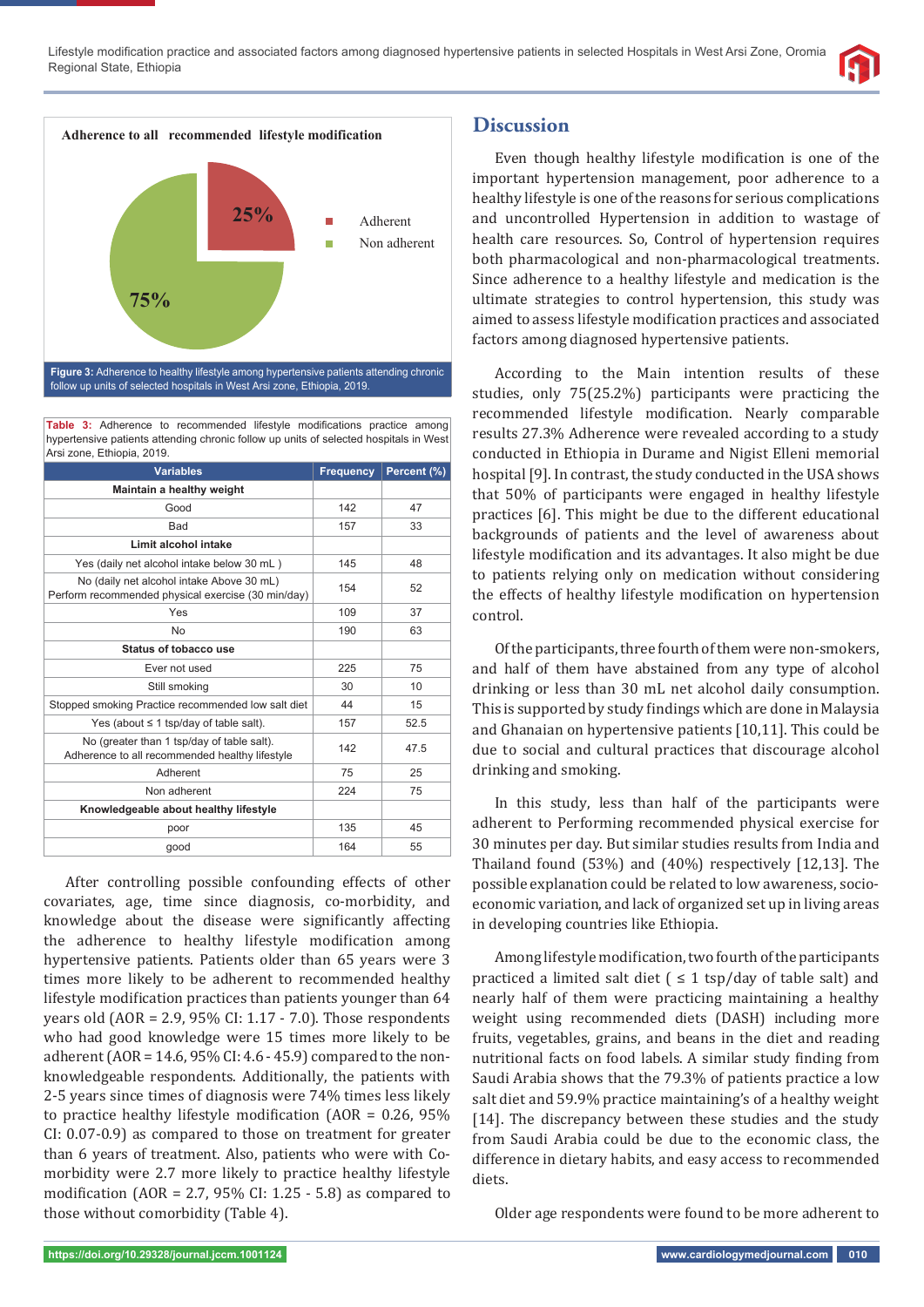Adherence to all recommended lifestyle modification

25%

75%

Adherent

Non adherent

**Figure 3:** Adherence to healthy lifestyle among hypertensive patients attending chronic follow up units of selected hospitals in West Arsi zone, Ethiopia, 2019.

**Table 3:** Adherence to recommended lifestyle modifications practice among hypertensive patients attending chronic follow up units of selected hospitals in West Arsi zone, Ethiopia, 2019.

| Variables | Frequency | Percent (%) |
|---|---|---|
| **Maintain a healthy weight** | | |
| Good | 142 | 47 |
| Bad | 157 | 33 |
| **Limit alcohol intake** | | |
| Yes (daily net alcohol intake below 30 mL ) | 145 | 48 |
| No (daily net alcohol intake Above 30 mL) Perform recommended physical exercise (30 min/day) | 154 | 52 |
| Yes | 109 | 37 |
| No | 190 | 63 |
| **Status of tobacco use** | | |
| Ever not used | 225 | 75 |
| Still smoking | 30 | 10 |
| Stopped smoking Practice recommended low salt diet | 44 | 15 |
| Yes (about ≤ 1 tsp/day of table salt). | 157 | 52.5 |
| No (greater than 1 tsp/day of table salt). Adherence to all recommended healthy lifestyle | 142 | 47.5 |
| Adherent | 75 | 25 |
| Non adherent | 224 | 75 |
| **Knowledgeable about healthy lifestyle** | | |
| poor | 135 | 45 |
| good | 164 | 55 |

After controlling possible confounding effects of other covariates, age, time since diagnosis, co-morbidity, and knowledge about the disease were significantly affecting the adherence to healthy lifestyle modification among hypertensive patients. Patients older than 65 years were 3 times more likely to be adherent to recommended healthy lifestyle modification practices than patients younger than 64 years old (AOR = 2.9, 95% CI: 1.17 - 7.0). Those respondents who had good knowledge were 15 times more likely to be adherent (AOR = 14.6, 95% CI: 4.6 - 45.9) compared to the non-knowledgeable respondents. Additionally, the patients with 2-5 years since times of diagnosis were 74% times less likely to practice healthy lifestyle modification (AOR = 0.26, 95% CI: 0.07-0.9) as compared to those on treatment for greater than 6 years of treatment. Also, patients who were with Co-morbidity were 2.7 more likely to practice healthy lifestyle modification (AOR = 2.7, 95% CI: 1.25 - 5.8) as compared to those without comorbidity (Table 4).

## Discussion

Even though healthy lifestyle modification is one of the important hypertension management, poor adherence to a healthy lifestyle is one of the reasons for serious complications and uncontrolled Hypertension in addition to wastage of health care resources. So, Control of hypertension requires both pharmacological and non-pharmacological treatments. Since adherence to a healthy lifestyle and medication is the ultimate strategies to control hypertension, this study was aimed to assess lifestyle modification practices and associated factors among diagnosed hypertensive patients.

According to the Main intention results of these studies, only 75(25.2%) participants were practicing the recommended lifestyle modification. Nearly comparable results 27.3% Adherence were revealed according to a study conducted in Ethiopia in Durame and Nigist Elleni memorial hospital [9]. In contrast, the study conducted in the USA shows that 50% of participants were engaged in healthy lifestyle practices [6]. This might be due to the different educational backgrounds of patients and the level of awareness about lifestyle modification and its advantages. It also might be due to patients relying only on medication without considering the effects of healthy lifestyle modification on hypertension control.

Of the participants, three fourth of them were non-smokers, and half of them have abstained from any type of alcohol drinking or less than 30 mL net alcohol daily consumption. This is supported by study findings which are done in Malaysia and Ghanaian on hypertensive patients [10,11]. This could be due to social and cultural practices that discourage alcohol drinking and smoking.

In this study, less than half of the participants were adherent to Performing recommended physical exercise for 30 minutes per day. But similar studies results from India and Thailand found (53%) and (40%) respectively [12,13]. The possible explanation could be related to low awareness, socio-economic variation, and lack of organized set up in living areas in developing countries like Ethiopia.

Among lifestyle modification, two fourth of the participants practiced a limited salt diet ( ≤ 1 tsp/day of table salt) and nearly half of them were practicing maintaining a healthy weight using recommended diets (DASH) including more fruits, vegetables, grains, and beans in the diet and reading nutritional facts on food labels. A similar study finding from Saudi Arabia shows that the 79.3% of patients practice a low salt diet and 59.9% practice maintaining's of a healthy weight [14]. The discrepancy between these studies and the study from Saudi Arabia could be due to the economic class, the difference in dietary habits, and easy access to recommended diets.

Older age respondents were found to be more adherent to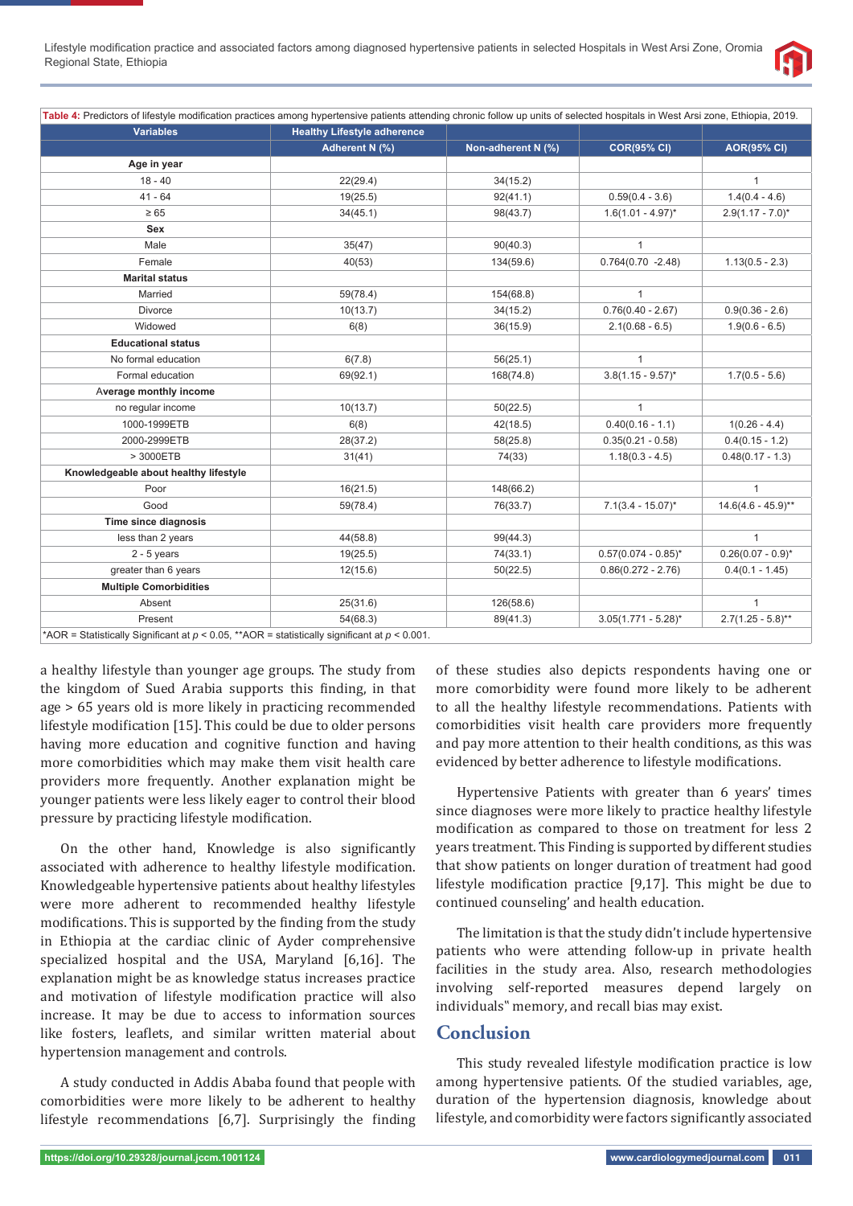**Table 4:** Predictors of lifestyle modification practices among hypertensive patients attending chronic follow up units of selected hospitals in West Arsi zone, Ethiopia, 2019.

| Variables | Healthy Lifestyle adherence | | | |
|---|---|---|---|---|
| | Adherent N (%) | Non-adherent N (%) | COR(95% CI) | AOR(95% CI) |
| **Age in year** | | | | |
| 18 - 40 | 22(29.4) | 34(15.2) | | 1 |
| 41 - 64 | 19(25.5) | 92(41.1) | 0.59(0.4 - 3.6) | 1.4(0.4 - 4.6) |
| ≥ 65 | 34(45.1) | 98(43.7) | 1.6(1.01 - 4.97)* | 2.9(1.17 - 7.0)* |
| **Sex** | | | | |
| Male | 35(47) | 90(40.3) | 1 | |
| Female | 40(53) | 134(59.6) | 0.764(0.70 -2.48) | 1.13(0.5 - 2.3) |
| **Marital status** | | | | |
| Married | 59(78.4) | 154(68.8) | 1 | |
| Divorce | 10(13.7) | 34(15.2) | 0.76(0.40 - 2.67) | 0.9(0.36 - 2.6) |
| Widowed | 6(8) | 36(15.9) | 2.1(0.68 - 6.5) | 1.9(0.6 - 6.5) |
| **Educational status** | | | | |
| No formal education | 6(7.8) | 56(25.1) | 1 | |
| Formal education | 69(92.1) | 168(74.8) | 3.8(1.15 - 9.57)* | 1.7(0.5 - 5.6) |
| **Average monthly income** | | | | |
| no regular income | 10(13.7) | 50(22.5) | 1 | |
| 1000-1999ETB | 6(8) | 42(18.5) | 0.40(0.16 - 1.1) | 1(0.26 - 4.4) |
| 2000-2999ETB | 28(37.2) | 58(25.8) | 0.35(0.21 - 0.58) | 0.4(0.15 - 1.2) |
| > 3000ETB | 31(41) | 74(33) | 1.18(0.3 - 4.5) | 0.48(0.17 - 1.3) |
| **Knowledgeable about healthy lifestyle** | | | | |
| Poor | 16(21.5) | 148(66.2) | | 1 |
| Good | 59(78.4) | 76(33.7) | 7.1(3.4 - 15.07)* | 14.6(4.6 - 45.9)** |
| **Time since diagnosis** | | | | |
| less than 2 years | 44(58.8) | 99(44.3) | | 1 |
| 2 - 5 years | 19(25.5) | 74(33.1) | 0.57(0.074 - 0.85)* | 0.26(0.07 - 0.9)* |
| greater than 6 years | 12(15.6) | 50(22.5) | 0.86(0.272 - 2.76) | 0.4(0.1 - 1.45) |
| **Multiple Comorbidities** | | | | |
| Absent | 25(31.6) | 126(58.6) | | 1 |
| Present | 54(68.3) | 89(41.3) | 3.05(1.771 - 5.28)* | 2.7(1.25 - 5.8)** |

*AOR = Statistically Significant at $p < 0.05$, **AOR = statistically significant at $p < 0.001$.

a healthy lifestyle than younger age groups. The study from the kingdom of Sued Arabia supports this finding, in that age > 65 years old is more likely in practicing recommended lifestyle modification [15]. This could be due to older persons having more education and cognitive function and having more comorbidities which may make them visit health care providers more frequently. Another explanation might be younger patients were less likely eager to control their blood pressure by practicing lifestyle modification.

On the other hand, Knowledge is also significantly associated with adherence to healthy lifestyle modification. Knowledgeable hypertensive patients about healthy lifestyles were more adherent to recommended healthy lifestyle modifications. This is supported by the finding from the study in Ethiopia at the cardiac clinic of Ayder comprehensive specialized hospital and the USA, Maryland [6,16]. The explanation might be as knowledge status increases practice and motivation of lifestyle modification practice will also increase. It may be due to access to information sources like fosters, leaflets, and similar written material about hypertension management and controls.

A study conducted in Addis Ababa found that people with comorbidities were more likely to be adherent to healthy lifestyle recommendations [6,7]. Surprisingly the finding of these studies also depicts respondents having one or more comorbidity were found more likely to be adherent to all the healthy lifestyle recommendations. Patients with comorbidities visit health care providers more frequently and pay more attention to their health conditions, as this was evidenced by better adherence to lifestyle modifications.

Hypertensive Patients with greater than 6 years' times since diagnoses were more likely to practice healthy lifestyle modification as compared to those on treatment for less 2 years treatment. This Finding is supported by different studies that show patients on longer duration of treatment had good lifestyle modification practice [9,17]. This might be due to continued counseling' and health education.

The limitation is that the study didn't include hypertensive patients who were attending follow-up in private health facilities in the study area. Also, research methodologies involving self-reported measures depend largely on individuals" memory, and recall bias may exist.

## Conclusion

This study revealed lifestyle modification practice is low among hypertensive patients. Of the studied variables, age, duration of the hypertension diagnosis, knowledge about lifestyle, and comorbidity were factors significantly associated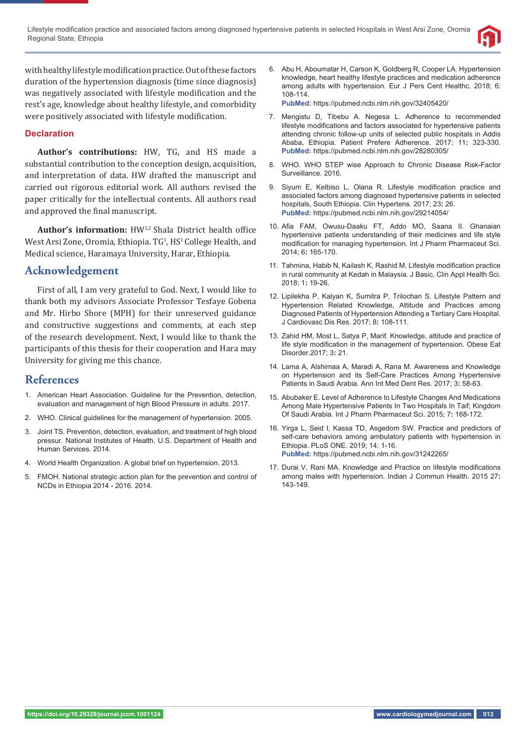with healthy lifestyle modification practice. Out of these factors duration of the hypertension diagnosis (time since diagnosis) was negatively associated with lifestyle modification and the rest's age, knowledge about healthy lifestyle, and comorbidity were positively associated with lifestyle modification.

## Declaration

**Author's contributions:** HW, TG, and HS made a substantial contribution to the conception design, acquisition, and interpretation of data. HW drafted the manuscript and carried out rigorous editorial work. All authors revised the paper critically for the intellectual contents. All authors read and approved the final manuscript.

**Author's information:** HW[1,2] Shala District health office West Arsi Zone, Oromia, Ethiopia. TG[1], HS[1] College Health, and Medical science, Haramaya University, Harar, Ethiopia.

## Acknowledgement

First of all, I am very grateful to God. Next, I would like to thank both my advisors Associate Professor Tesfaye Gobena and Mr. Hirbo Shore (MPH) for their unreserved guidance and constructive suggestions and comments, at each step of the research development. Next, I would like to thank the participants of this thesis for their cooperation and Hara may University for giving me this chance.

## References

1. American Heart Association. Guideline for the Prevention, detection, evaluation and management of high Blood Pressure in adults. 2017.
2. WHO. Clinical guidelines for the management of hypertension. 2005.
3. Joint TS. Prevention, detection, evaluation, and treatment of high blood pressur. National Institutes of Health, U.S. Department of Health and Human Services. 2014.
4. World Health Organization. A global brief on hypertension. 2013.
5. FMOH. National strategic action plan for the prevention and control of NCDs in Ethiopia 2014 - 2016. 2014.
6. Abu H, Aboumatar H, Carson K, Goldberg R, Cooper LA. Hypertension knowledge, heart healthy lifestyle practices and medication adherence among adults with hypertension. Eur J Pers Cent Healthc. 2018; 6: 108-114.
   **PubMed:** https://pubmed.ncbi.nlm.nih.gov/32405420/
7. Mengistu D, Tibebu A. Negesa L. Adherence to recommended lifestyle modifications and factors associated for hypertensive patients attending chronic follow-up units of selected public hospitals in Addis Ababa, Ethiopia. Patient Prefere Adherence. 2017; 11**:** 323-330.
   **PubMed:** https://pubmed.ncbi.nlm.nih.gov/28280305/
8. WHO. WHO STEP wise Approach to Chronic Disease Risk-Factor Surveillance. 2016.
9. Siyum E, Kelbiso L, Olana R. Lifestyle modification practice and associated factors among diagnosed hypertensive patients in selected hospitals, South Ethiopia. Clin Hypertens. 2017; 23**:** 26.
   **PubMed:** https://pubmed.ncbi.nlm.nih.gov/29214054/
10. Afia FAM, Owusu-Daaku FT, Addo MO, Saana II. Ghanaian hypertensive patients understanding of their medicines and life style modification for managing hypertension. Int J Pharm Pharmaceut Sci. 2014; 6**:** 165-170.
11. Tahmina, Habib N, Kailash K, Rashid M. Lifestyle modification practice in rural community at Kedah in Malaysia. J Basic, Clin Appl Health Sci. 2018; 1**:** 19-26.
12. Lipilekha P, Kalyan K, Sumitra P, Trilochan S. Lifestyle Pattern and Hypertension Related Knowledge, Attitude and Practices among Diagnosed Patients of Hypertension Attending a Tertiary Care Hospital. J Cardiovasc Dis Res. 2017; 8**:** 108-111.
13. Zahid HM, Most L, Satya P, Marif. Knowledge, attitude and practice of life style modification in the management of hypertension. Obese Eat Disorder.2017; 3**:** 21.
14. Lama A, Alshimaa A, Maradi A, Rana M. Awareness and Knowledge on Hypertension and its Self-Care Practices Among Hypertensive Patients in Saudi Arabia. Ann Int Med Dent Res. 2017; 3**:** 58-63.
15. Abubaker E. Level of Adherence to Lifestyle Changes And Medications Among Male Hypertensive Patients In Two Hospitals In Taif; Kingdom Of Saudi Arabia. Int J Pharm Pharmaceut Sci. 2015; 7**:** 168-172.
16. Yirga L, Seid I, Kassa TD, Asgedom SW. Practice and predictors of self-care behaviors among ambulatory patients with hypertension in Ethiopia. PLoS ONE. 2019; 14: 1-16.
    **PubMed:** https://pubmed.ncbi.nlm.nih.gov/31242265/
17. Durai V, Rani MA. Knowledge and Practice on lifestyle modifications among males with hypertension. Indian J Commun Health. 2015 27**:** 143-149.